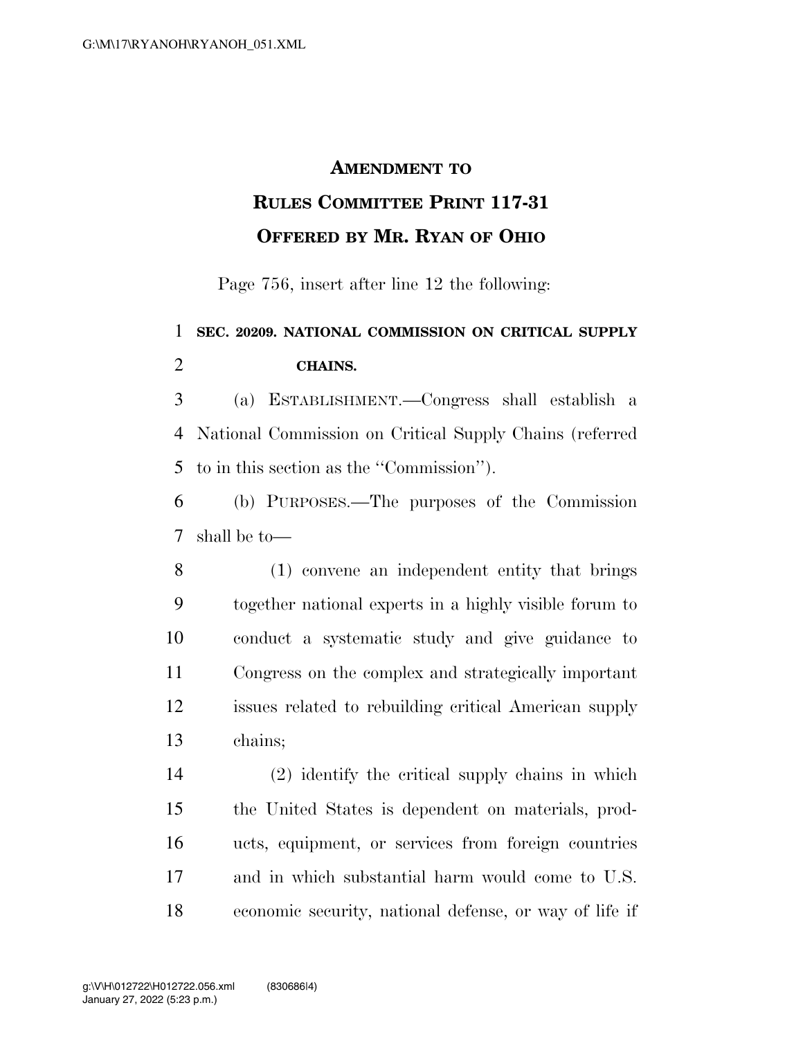# AMENDMENT TO RULES COMMITTEE PRINT 117-31 OFFERED BY MR. RYAN OF OHIO

Page 756, insert after line 12 the following:

**SEC. 20209. NATIONAL COMMISSION ON CRITICAL SUPPLY CHAINS.**

(a) ESTABLISHMENT.—Congress shall establish a National Commission on Critical Supply Chains (referred to in this section as the "Commission").

(b) PURPOSES.—The purposes of the Commission shall be to—

(1) convene an independent entity that brings together national experts in a highly visible forum to conduct a systematic study and give guidance to Congress on the complex and strategically important issues related to rebuilding critical American supply chains;

(2) identify the critical supply chains in which the United States is dependent on materials, products, equipment, or services from foreign countries and in which substantial harm would come to U.S. economic security, national defense, or way of life if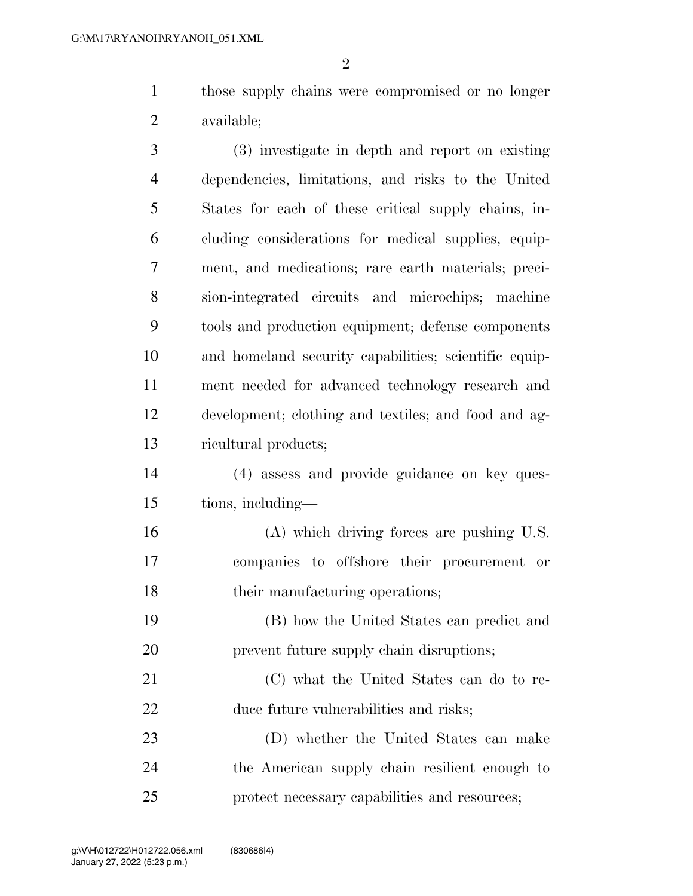those supply chains were compromised or no longer available;

(3) investigate in depth and report on existing dependencies, limitations, and risks to the United States for each of these critical supply chains, including considerations for medical supplies, equipment, and medications; rare earth materials; precision-integrated circuits and microchips; machine tools and production equipment; defense components and homeland security capabilities; scientific equipment needed for advanced technology research and development; clothing and textiles; and food and agricultural products;

(4) assess and provide guidance on key questions, including—

(A) which driving forces are pushing U.S. companies to offshore their procurement or their manufacturing operations;

(B) how the United States can predict and prevent future supply chain disruptions;

(C) what the United States can do to reduce future vulnerabilities and risks;

(D) whether the United States can make the American supply chain resilient enough to protect necessary capabilities and resources;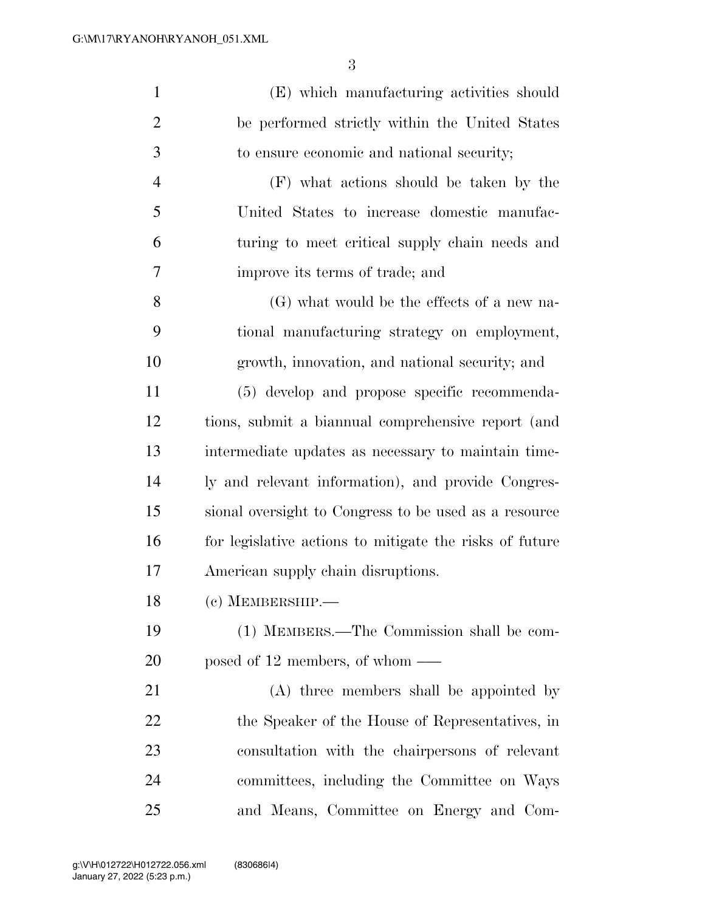(E) which manufacturing activities should be performed strictly within the United States to ensure economic and national security;

(F) what actions should be taken by the United States to increase domestic manufacturing to meet critical supply chain needs and improve its terms of trade; and

(G) what would be the effects of a new national manufacturing strategy on employment, growth, innovation, and national security; and

(5) develop and propose specific recommendations, submit a biannual comprehensive report (and intermediate updates as necessary to maintain timely and relevant information), and provide Congressional oversight to Congress to be used as a resource for legislative actions to mitigate the risks of future American supply chain disruptions.

(c) MEMBERSHIP.—

(1) MEMBERS.—The Commission shall be composed of 12 members, of whom ——

(A) three members shall be appointed by the Speaker of the House of Representatives, in consultation with the chairpersons of relevant committees, including the Committee on Ways and Means, Committee on Energy and Com-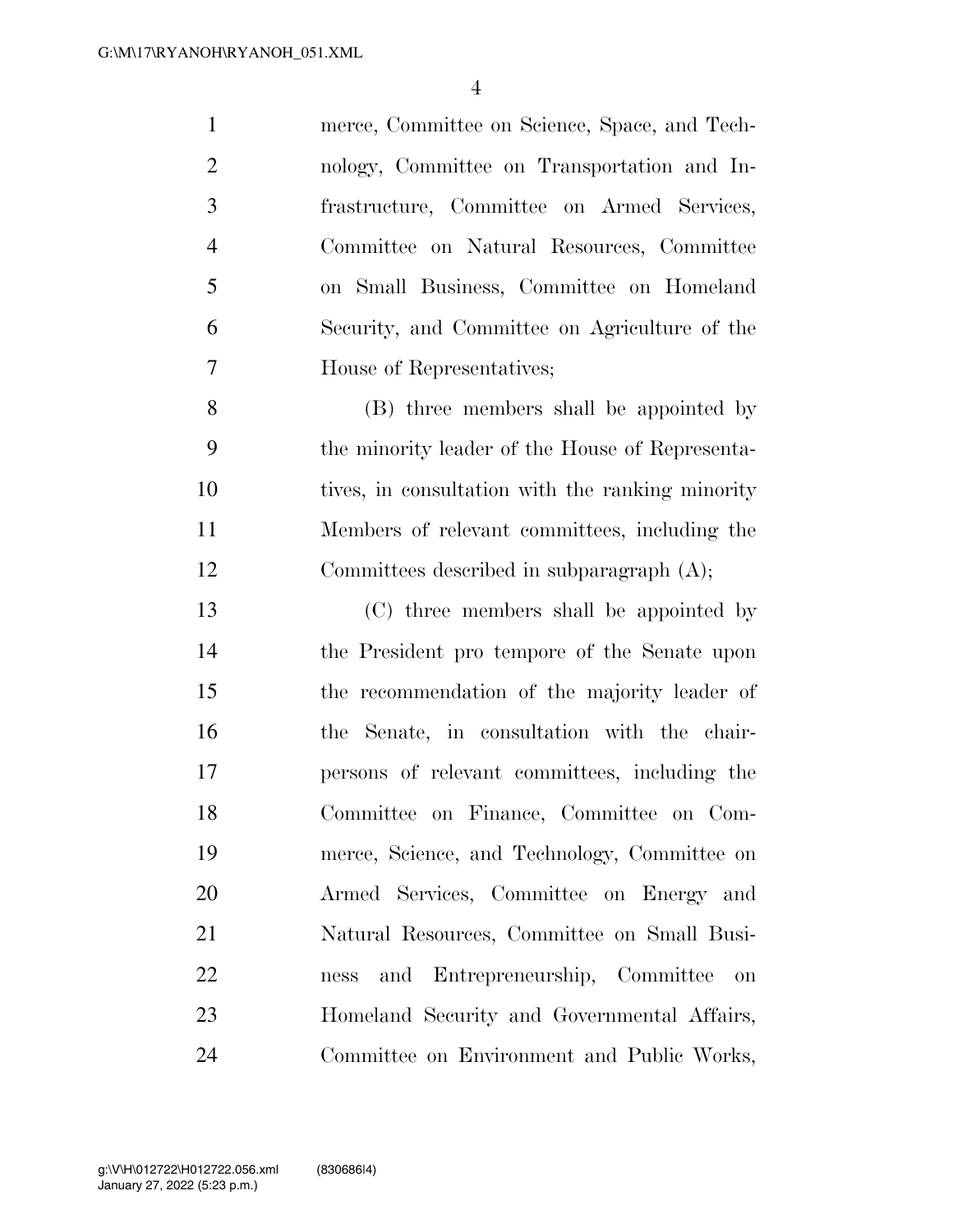merce, Committee on Science, Space, and Technology, Committee on Transportation and Infrastructure, Committee on Armed Services, Committee on Natural Resources, Committee on Small Business, Committee on Homeland Security, and Committee on Agriculture of the House of Representatives;

(B) three members shall be appointed by the minority leader of the House of Representatives, in consultation with the ranking minority Members of relevant committees, including the Committees described in subparagraph (A);

(C) three members shall be appointed by the President pro tempore of the Senate upon the recommendation of the majority leader of the Senate, in consultation with the chairpersons of relevant committees, including the Committee on Finance, Committee on Commerce, Science, and Technology, Committee on Armed Services, Committee on Energy and Natural Resources, Committee on Small Business and Entrepreneurship, Committee on Homeland Security and Governmental Affairs, Committee on Environment and Public Works,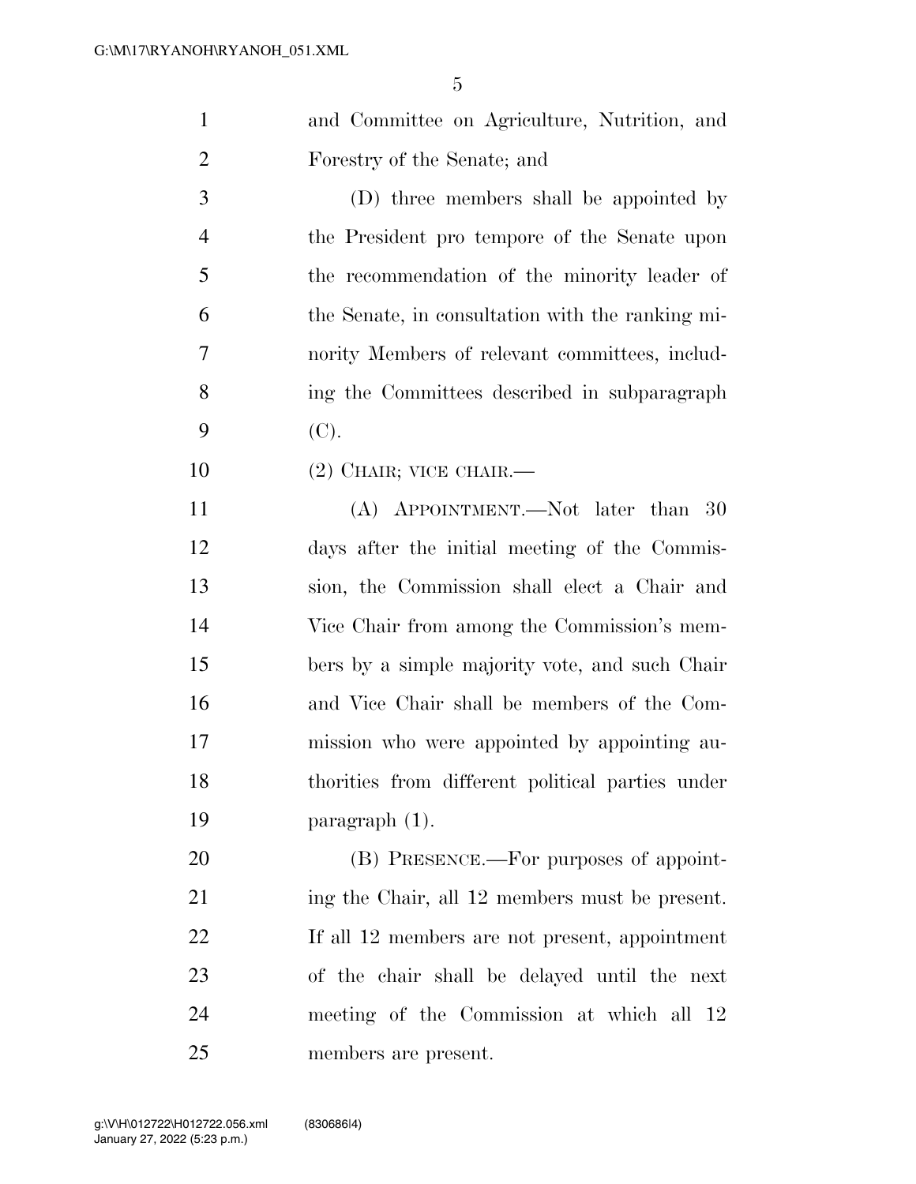and Committee on Agriculture, Nutrition, and Forestry of the Senate; and

(D) three members shall be appointed by the President pro tempore of the Senate upon the recommendation of the minority leader of the Senate, in consultation with the ranking minority Members of relevant committees, including the Committees described in subparagraph (C).

(2) CHAIR; VICE CHAIR.—

(A) APPOINTMENT.—Not later than 30 days after the initial meeting of the Commission, the Commission shall elect a Chair and Vice Chair from among the Commission's members by a simple majority vote, and such Chair and Vice Chair shall be members of the Commission who were appointed by appointing authorities from different political parties under paragraph (1).

(B) PRESENCE.—For purposes of appointing the Chair, all 12 members must be present. If all 12 members are not present, appointment of the chair shall be delayed until the next meeting of the Commission at which all 12 members are present.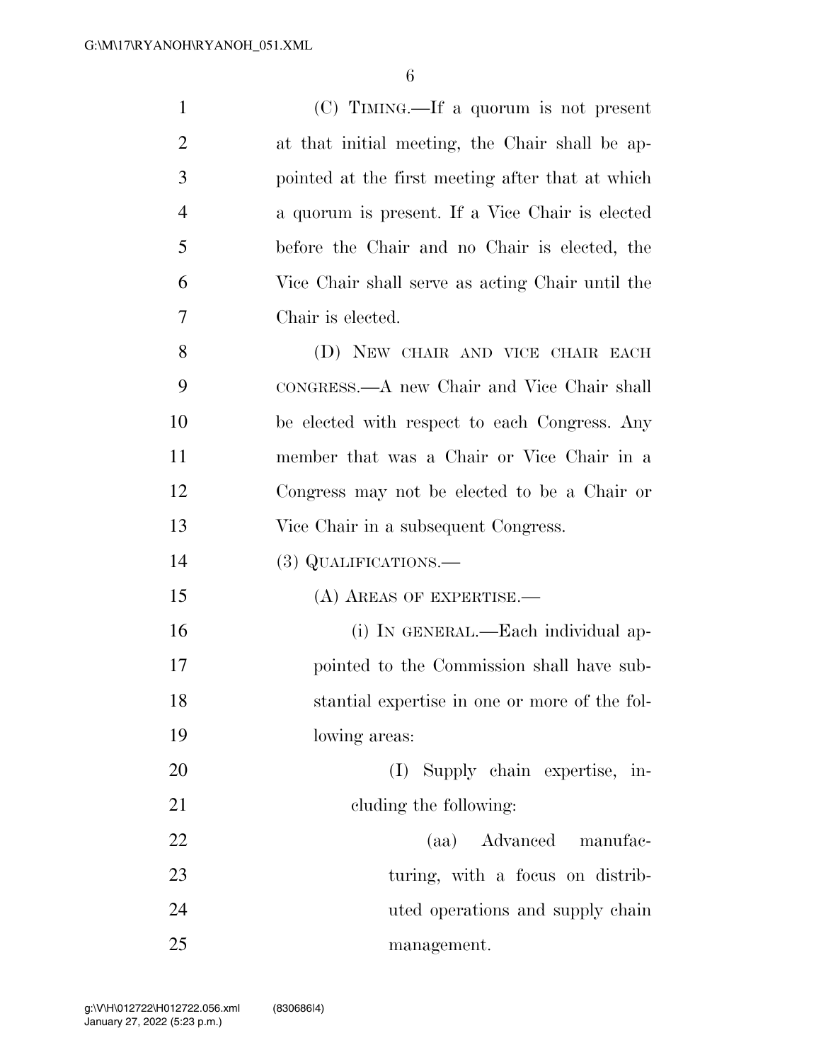(C) TIMING.—If a quorum is not present at that initial meeting, the Chair shall be appointed at the first meeting after that at which a quorum is present. If a Vice Chair is elected before the Chair and no Chair is elected, the Vice Chair shall serve as acting Chair until the Chair is elected.

(D) NEW CHAIR AND VICE CHAIR EACH CONGRESS.—A new Chair and Vice Chair shall be elected with respect to each Congress. Any member that was a Chair or Vice Chair in a Congress may not be elected to be a Chair or Vice Chair in a subsequent Congress.

(3) QUALIFICATIONS.—

(A) AREAS OF EXPERTISE.—

(i) IN GENERAL.—Each individual appointed to the Commission shall have substantial expertise in one or more of the following areas:

(I) Supply chain expertise, including the following:

(aa) Advanced manufacturing, with a focus on distributed operations and supply chain management.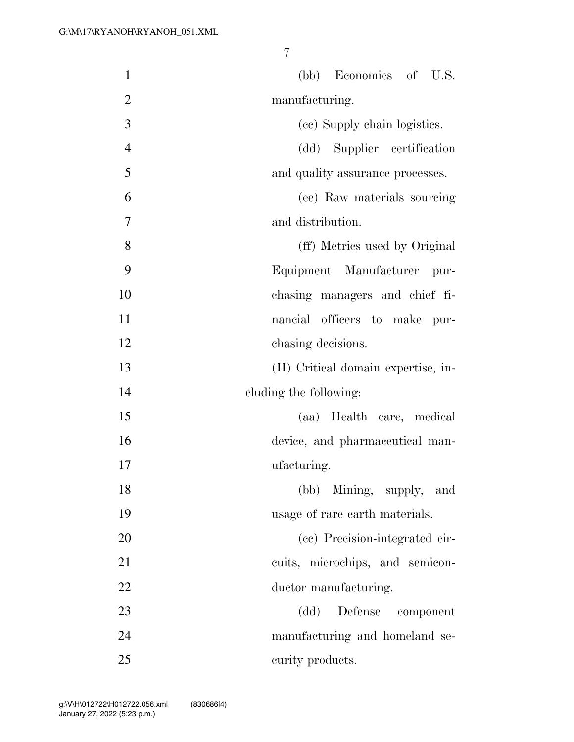(bb) Economics of U.S. manufacturing.

(cc) Supply chain logistics.

(dd) Supplier certification and quality assurance processes.

(ee) Raw materials sourcing and distribution.

(ff) Metrics used by Original Equipment Manufacturer purchasing managers and chief financial officers to make purchasing decisions.

(II) Critical domain expertise, including the following:

(aa) Health care, medical device, and pharmaceutical manufacturing.

(bb) Mining, supply, and usage of rare earth materials.

(cc) Precision-integrated circuits, microchips, and semiconductor manufacturing.

(dd) Defense component manufacturing and homeland security products.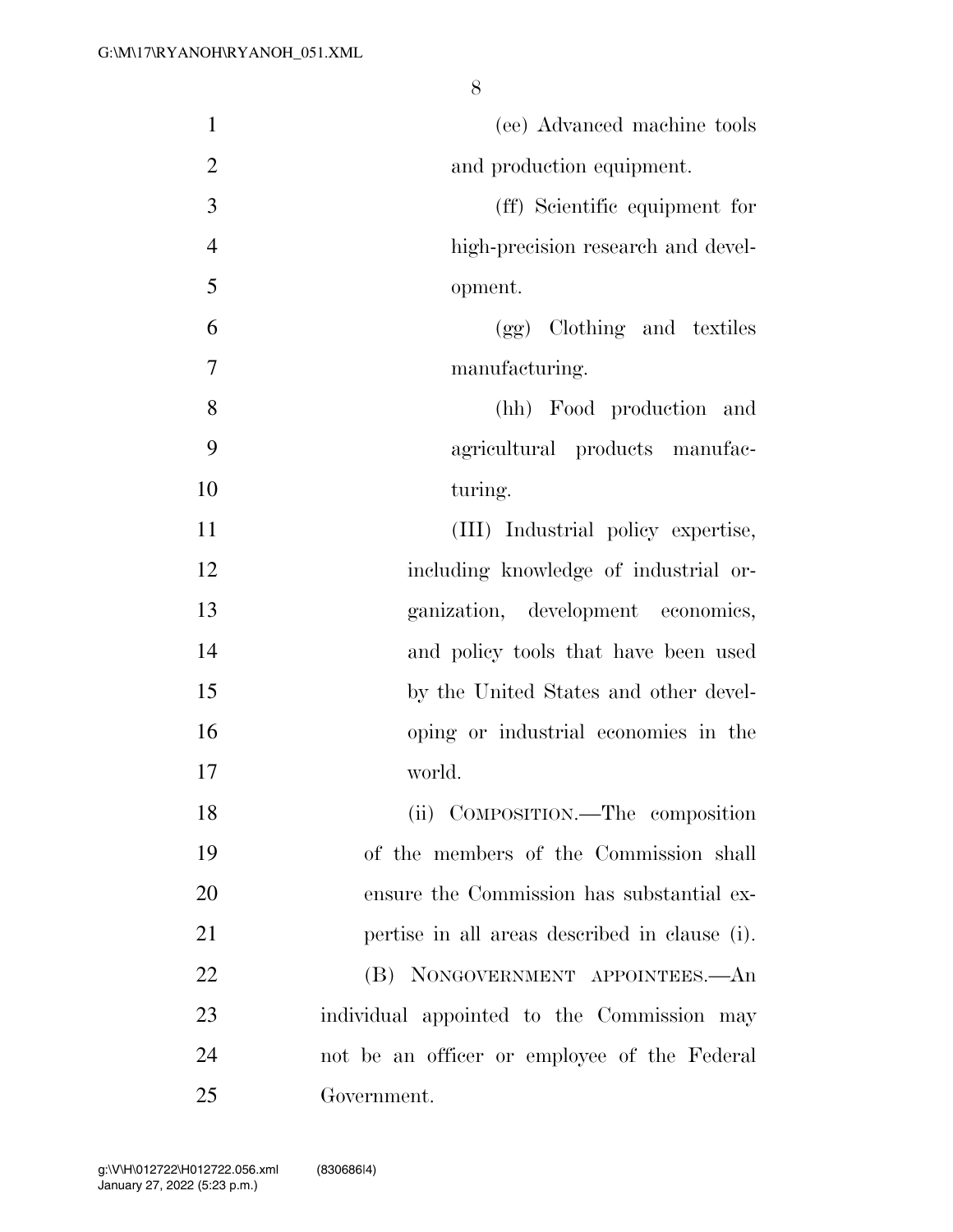(ee) Advanced machine tools and production equipment.

(ff) Scientific equipment for high-precision research and development.

(gg) Clothing and textiles manufacturing.

(hh) Food production and agricultural products manufacturing.

(III) Industrial policy expertise, including knowledge of industrial organization, development economics, and policy tools that have been used by the United States and other developing or industrial economies in the world.

(ii) COMPOSITION.—The composition of the members of the Commission shall ensure the Commission has substantial expertise in all areas described in clause (i).

(B) NONGOVERNMENT APPOINTEES.—An individual appointed to the Commission may not be an officer or employee of the Federal Government.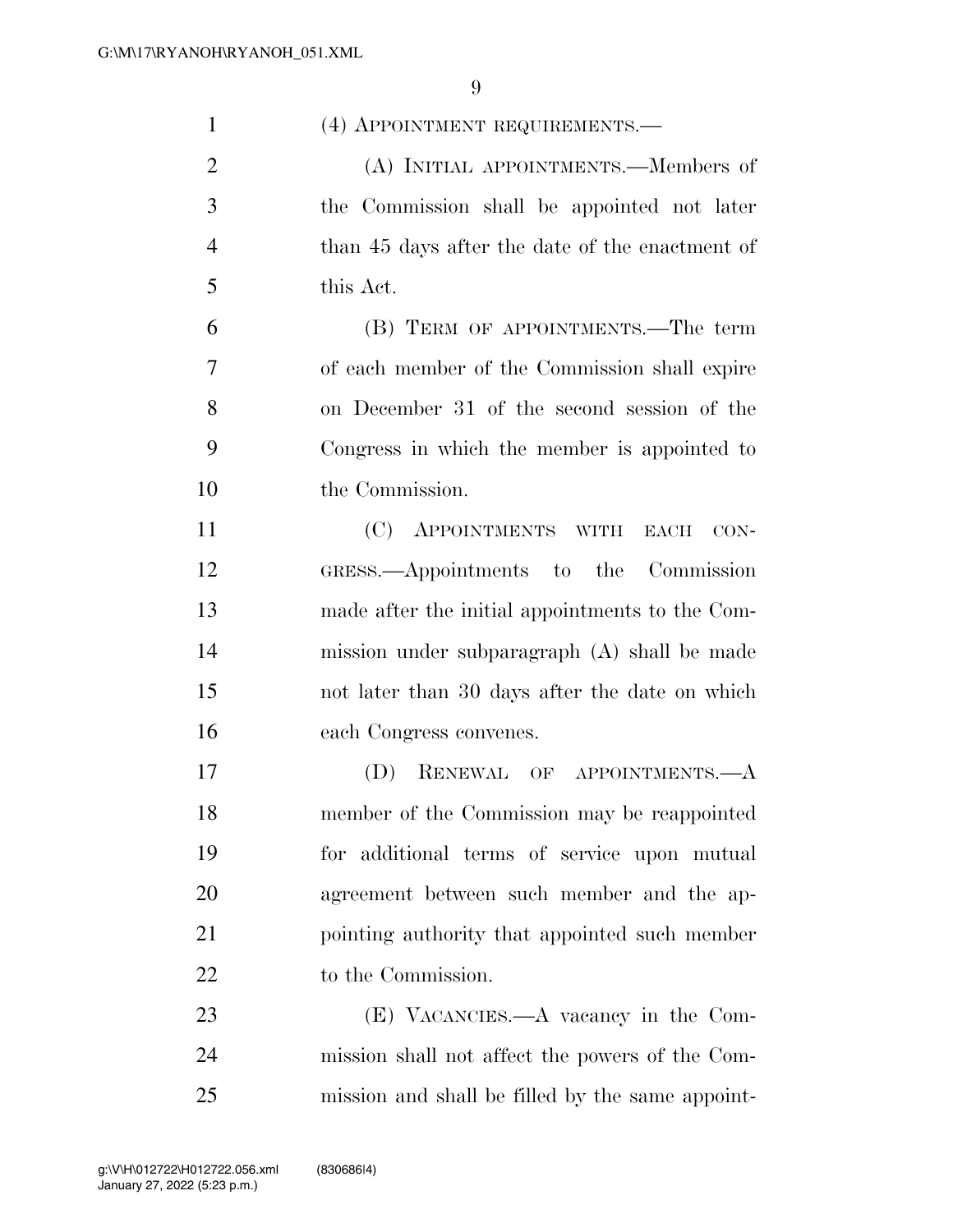(4) APPOINTMENT REQUIREMENTS.—

(A) INITIAL APPOINTMENTS.—Members of the Commission shall be appointed not later than 45 days after the date of the enactment of this Act.

(B) TERM OF APPOINTMENTS.—The term of each member of the Commission shall expire on December 31 of the second session of the Congress in which the member is appointed to the Commission.

(C) APPOINTMENTS WITH EACH CONGRESS.—Appointments to the Commission made after the initial appointments to the Commission under subparagraph (A) shall be made not later than 30 days after the date on which each Congress convenes.

(D) RENEWAL OF APPOINTMENTS.—A member of the Commission may be reappointed for additional terms of service upon mutual agreement between such member and the appointing authority that appointed such member to the Commission.

(E) VACANCIES.—A vacancy in the Commission shall not affect the powers of the Commission and shall be filled by the same appoint-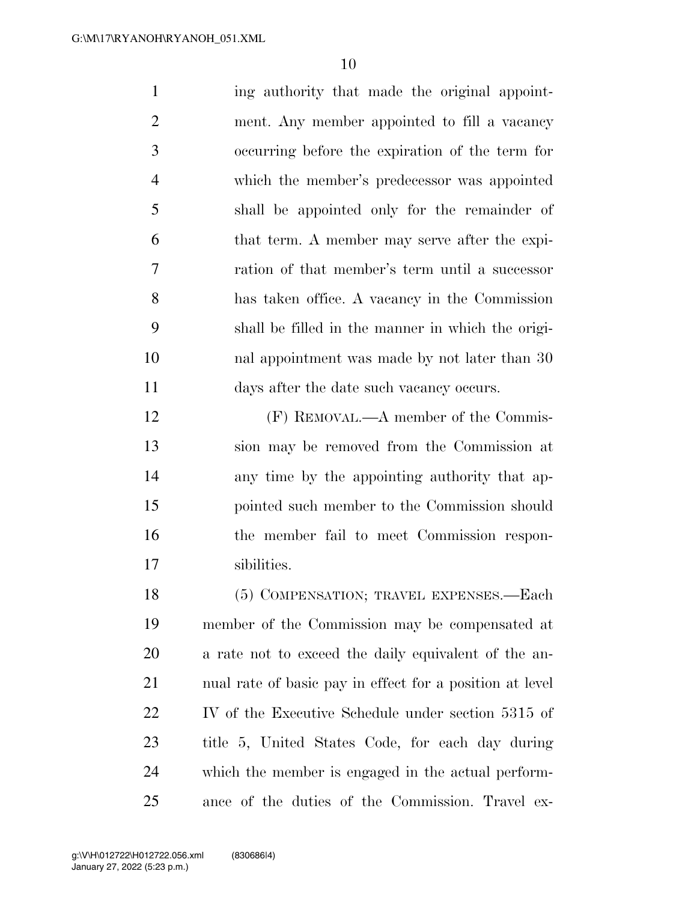ing authority that made the original appointment. Any member appointed to fill a vacancy occurring before the expiration of the term for which the member's predecessor was appointed shall be appointed only for the remainder of that term. A member may serve after the expiration of that member's term until a successor has taken office. A vacancy in the Commission shall be filled in the manner in which the original appointment was made by not later than 30 days after the date such vacancy occurs.

(F) REMOVAL.—A member of the Commission may be removed from the Commission at any time by the appointing authority that appointed such member to the Commission should the member fail to meet Commission responsibilities.

(5) COMPENSATION; TRAVEL EXPENSES.—Each member of the Commission may be compensated at a rate not to exceed the daily equivalent of the annual rate of basic pay in effect for a position at level IV of the Executive Schedule under section 5315 of title 5, United States Code, for each day during which the member is engaged in the actual performance of the duties of the Commission. Travel ex-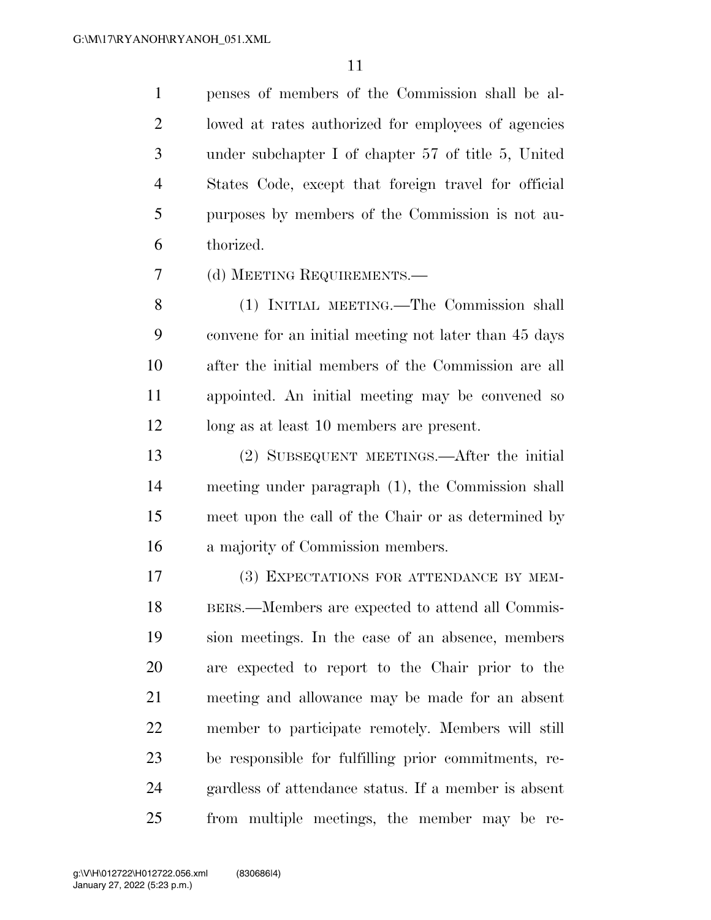penses of members of the Commission shall be allowed at rates authorized for employees of agencies under subchapter I of chapter 57 of title 5, United States Code, except that foreign travel for official purposes by members of the Commission is not authorized.

(d) MEETING REQUIREMENTS.—

(1) INITIAL MEETING.—The Commission shall convene for an initial meeting not later than 45 days after the initial members of the Commission are all appointed. An initial meeting may be convened so long as at least 10 members are present.

(2) SUBSEQUENT MEETINGS.—After the initial meeting under paragraph (1), the Commission shall meet upon the call of the Chair or as determined by a majority of Commission members.

(3) EXPECTATIONS FOR ATTENDANCE BY MEMBERS.—Members are expected to attend all Commission meetings. In the case of an absence, members are expected to report to the Chair prior to the meeting and allowance may be made for an absent member to participate remotely. Members will still be responsible for fulfilling prior commitments, regardless of attendance status. If a member is absent from multiple meetings, the member may be re-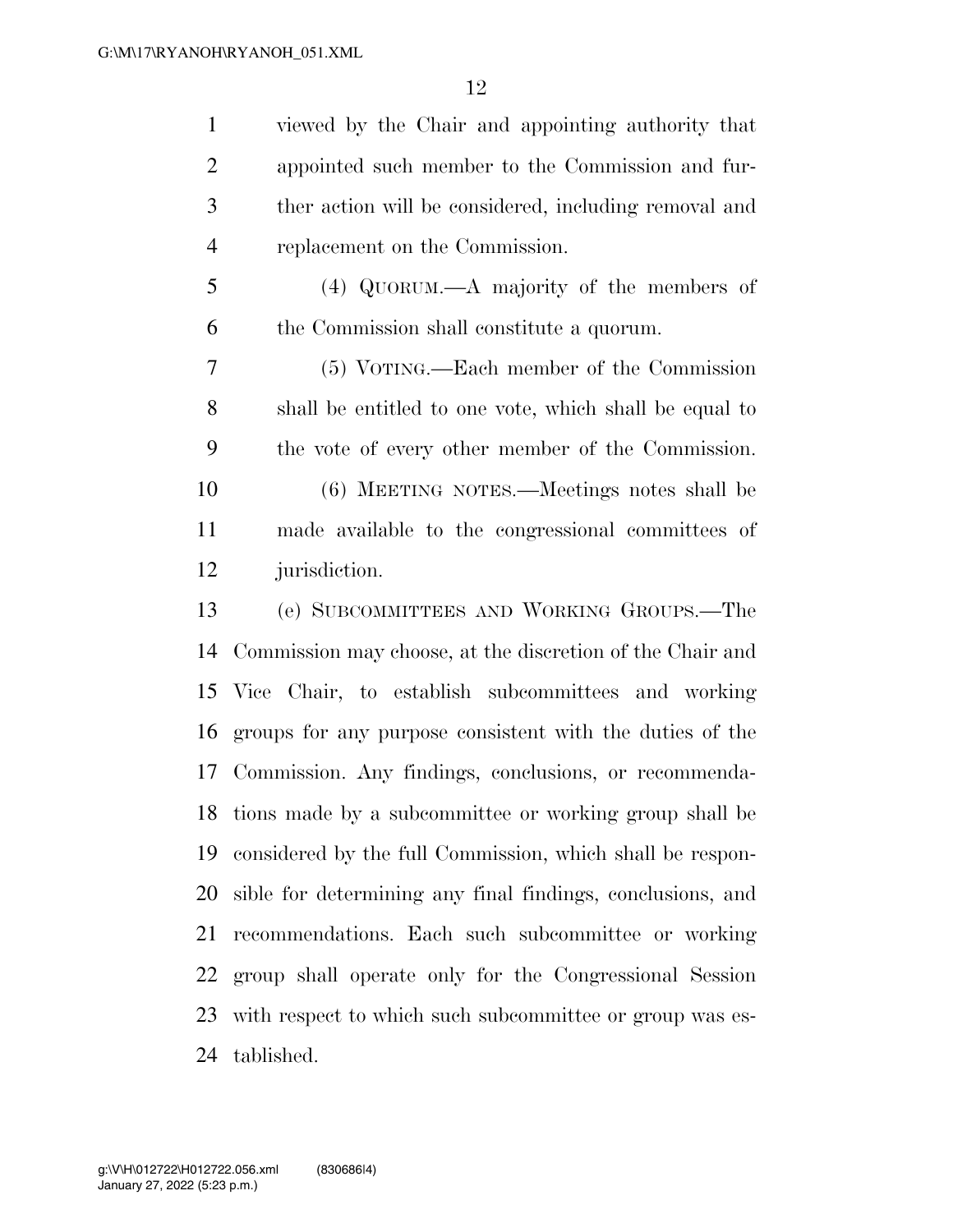viewed by the Chair and appointing authority that appointed such member to the Commission and further action will be considered, including removal and replacement on the Commission.

(4) QUORUM.—A majority of the members of the Commission shall constitute a quorum.

(5) VOTING.—Each member of the Commission shall be entitled to one vote, which shall be equal to the vote of every other member of the Commission.

(6) MEETING NOTES.—Meetings notes shall be made available to the congressional committees of jurisdiction.

(e) SUBCOMMITTEES AND WORKING GROUPS.—The Commission may choose, at the discretion of the Chair and Vice Chair, to establish subcommittees and working groups for any purpose consistent with the duties of the Commission. Any findings, conclusions, or recommendations made by a subcommittee or working group shall be considered by the full Commission, which shall be responsible for determining any final findings, conclusions, and recommendations. Each such subcommittee or working group shall operate only for the Congressional Session with respect to which such subcommittee or group was established.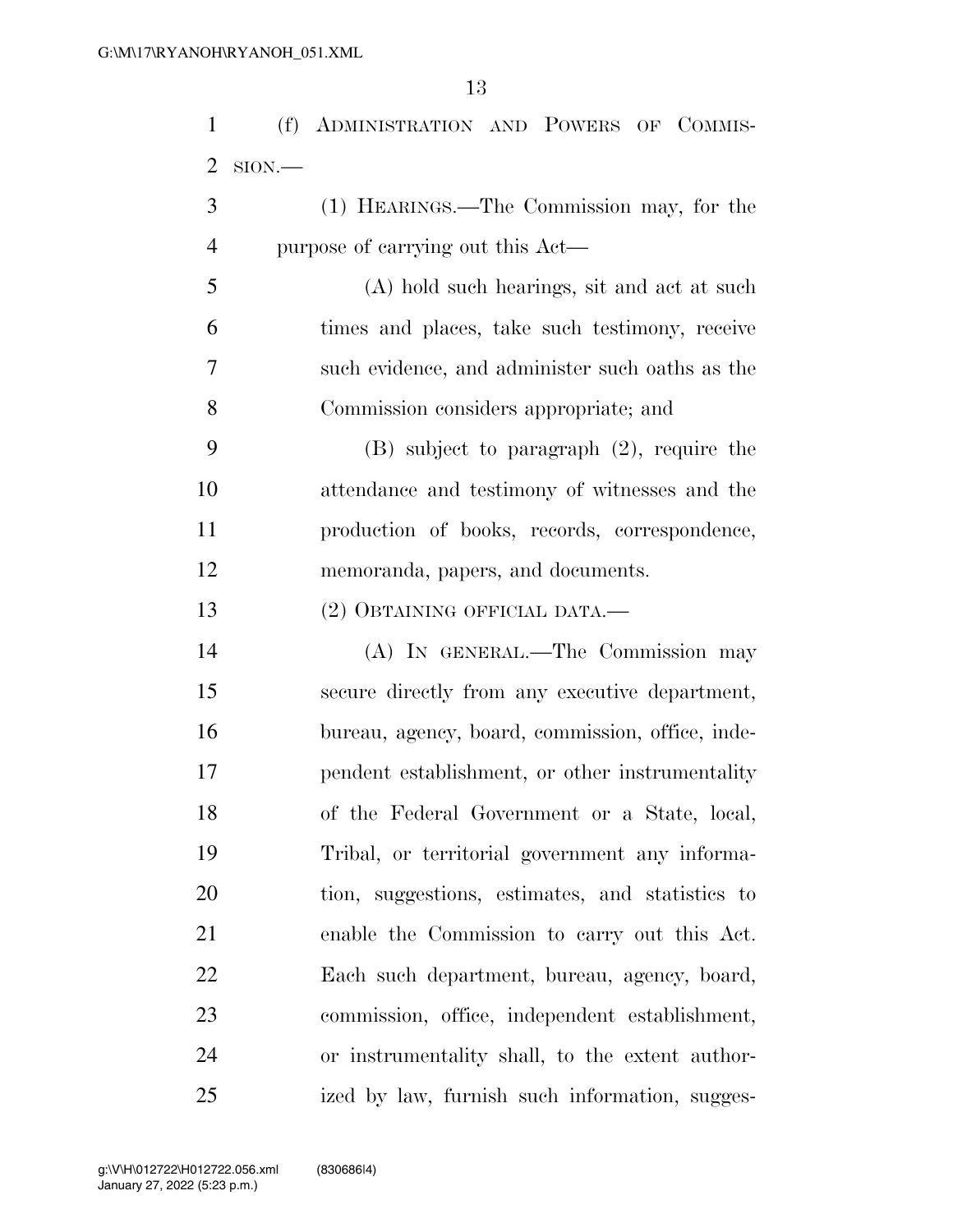(f) ADMINISTRATION AND POWERS OF COMMISSION.—

(1) HEARINGS.—The Commission may, for the purpose of carrying out this Act—

(A) hold such hearings, sit and act at such times and places, take such testimony, receive such evidence, and administer such oaths as the Commission considers appropriate; and

(B) subject to paragraph (2), require the attendance and testimony of witnesses and the production of books, records, correspondence, memoranda, papers, and documents.

(2) OBTAINING OFFICIAL DATA.—

(A) IN GENERAL.—The Commission may secure directly from any executive department, bureau, agency, board, commission, office, independent establishment, or other instrumentality of the Federal Government or a State, local, Tribal, or territorial government any information, suggestions, estimates, and statistics to enable the Commission to carry out this Act. Each such department, bureau, agency, board, commission, office, independent establishment, or instrumentality shall, to the extent authorized by law, furnish such information, sugges-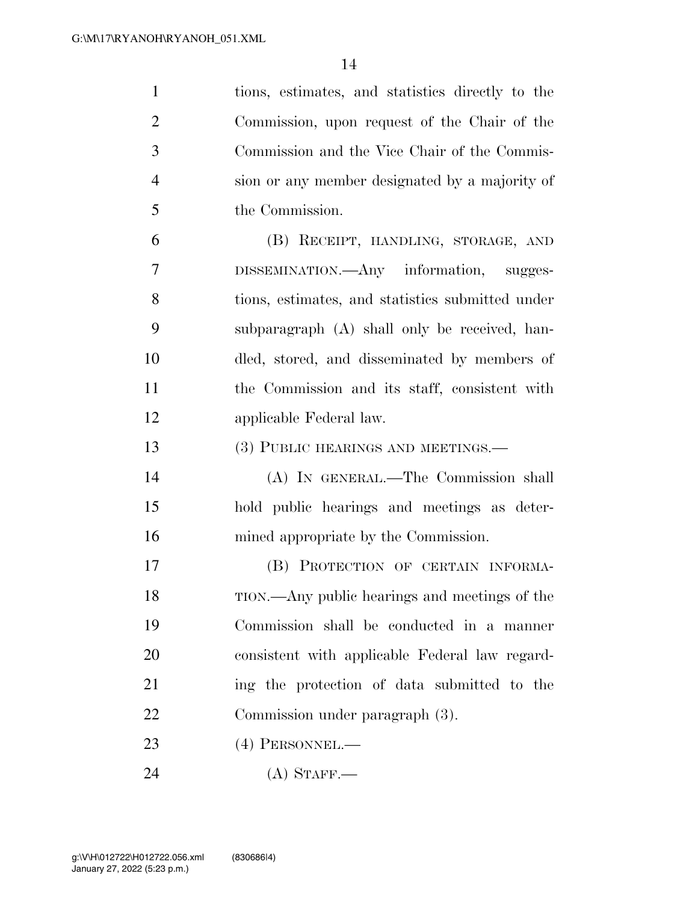tions, estimates, and statistics directly to the Commission, upon request of the Chair of the Commission and the Vice Chair of the Commission or any member designated by a majority of the Commission.

(B) RECEIPT, HANDLING, STORAGE, AND DISSEMINATION.—Any information, suggestions, estimates, and statistics submitted under subparagraph (A) shall only be received, handled, stored, and disseminated by members of the Commission and its staff, consistent with applicable Federal law.

(3) PUBLIC HEARINGS AND MEETINGS.—

(A) IN GENERAL.—The Commission shall hold public hearings and meetings as determined appropriate by the Commission.

(B) PROTECTION OF CERTAIN INFORMATION.—Any public hearings and meetings of the Commission shall be conducted in a manner consistent with applicable Federal law regarding the protection of data submitted to the Commission under paragraph (3).

(4) PERSONNEL.—

(A) STAFF.—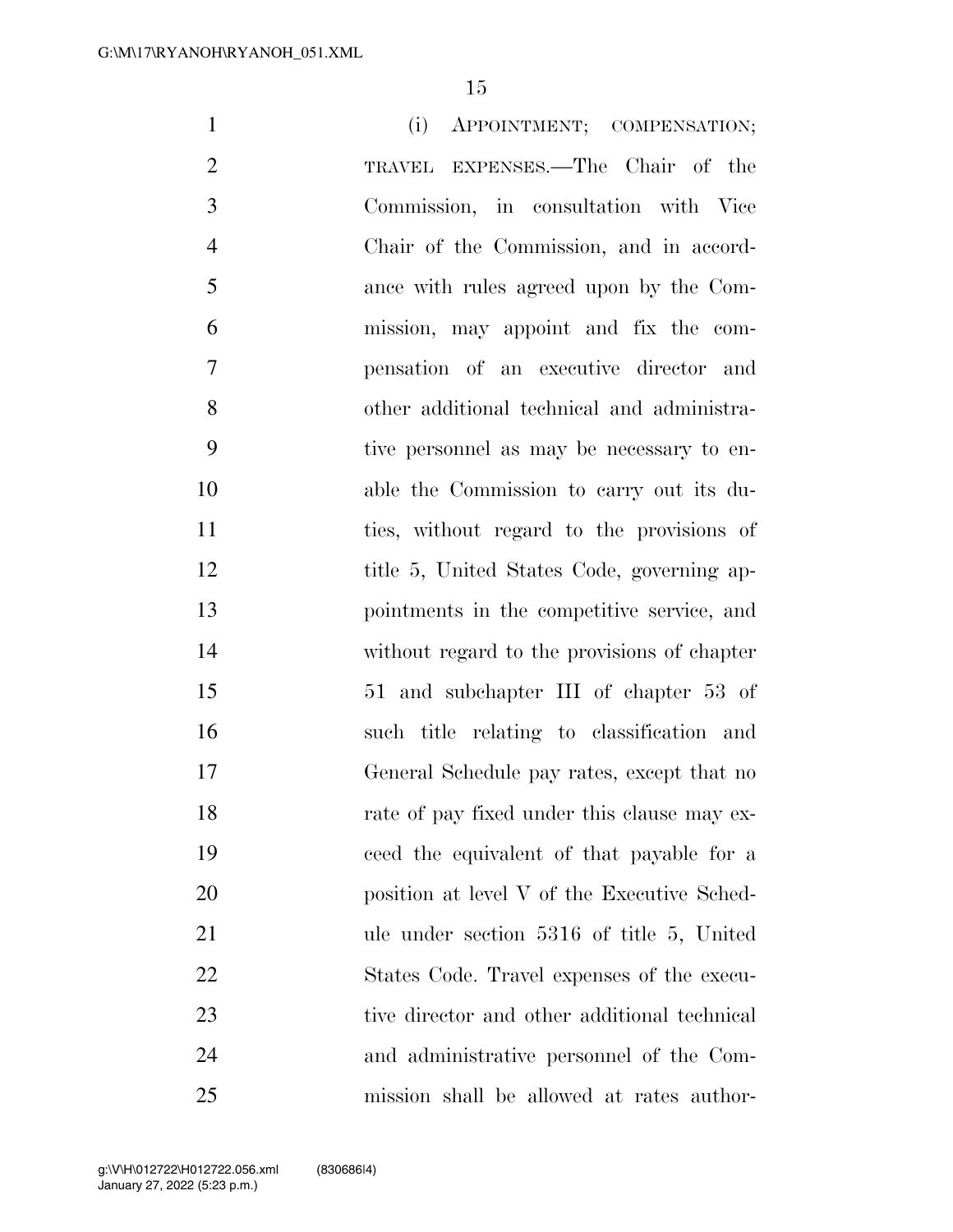(i) Appointment; compensation; travel expenses.—The Chair of the Commission, in consultation with Vice Chair of the Commission, and in accordance with rules agreed upon by the Commission, may appoint and fix the compensation of an executive director and other additional technical and administrative personnel as may be necessary to enable the Commission to carry out its duties, without regard to the provisions of title 5, United States Code, governing appointments in the competitive service, and without regard to the provisions of chapter 51 and subchapter III of chapter 53 of such title relating to classification and General Schedule pay rates, except that no rate of pay fixed under this clause may exceed the equivalent of that payable for a position at level V of the Executive Schedule under section 5316 of title 5, United States Code. Travel expenses of the executive director and other additional technical and administrative personnel of the Commission shall be allowed at rates author-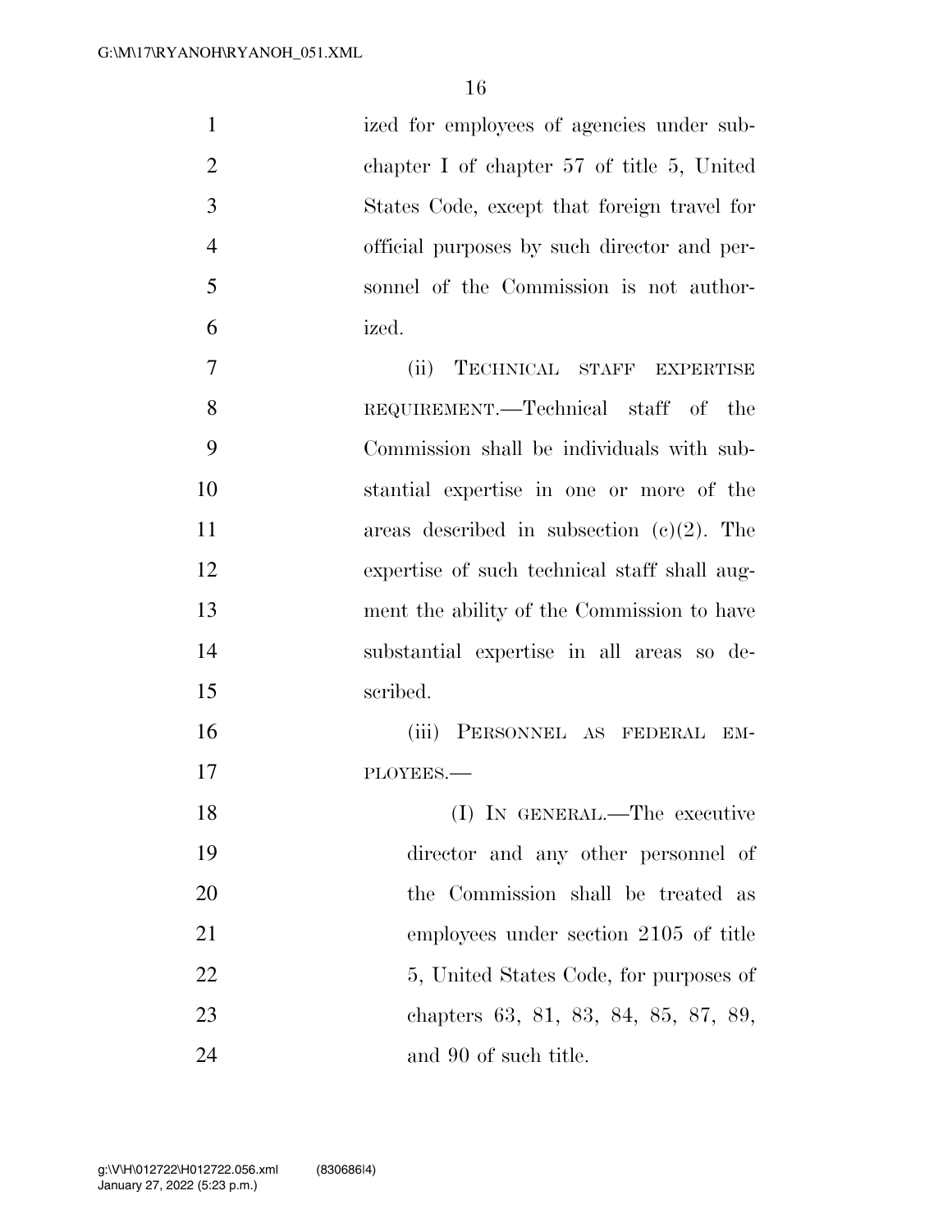ized for employees of agencies under subchapter I of chapter 57 of title 5, United States Code, except that foreign travel for official purposes by such director and personnel of the Commission is not authorized.

(ii) TECHNICAL STAFF EXPERTISE REQUIREMENT.—Technical staff of the Commission shall be individuals with substantial expertise in one or more of the areas described in subsection (c)(2). The expertise of such technical staff shall augment the ability of the Commission to have substantial expertise in all areas so described.

(iii) PERSONNEL AS FEDERAL EMPLOYEES.—

(I) IN GENERAL.—The executive director and any other personnel of the Commission shall be treated as employees under section 2105 of title 5, United States Code, for purposes of chapters 63, 81, 83, 84, 85, 87, 89, and 90 of such title.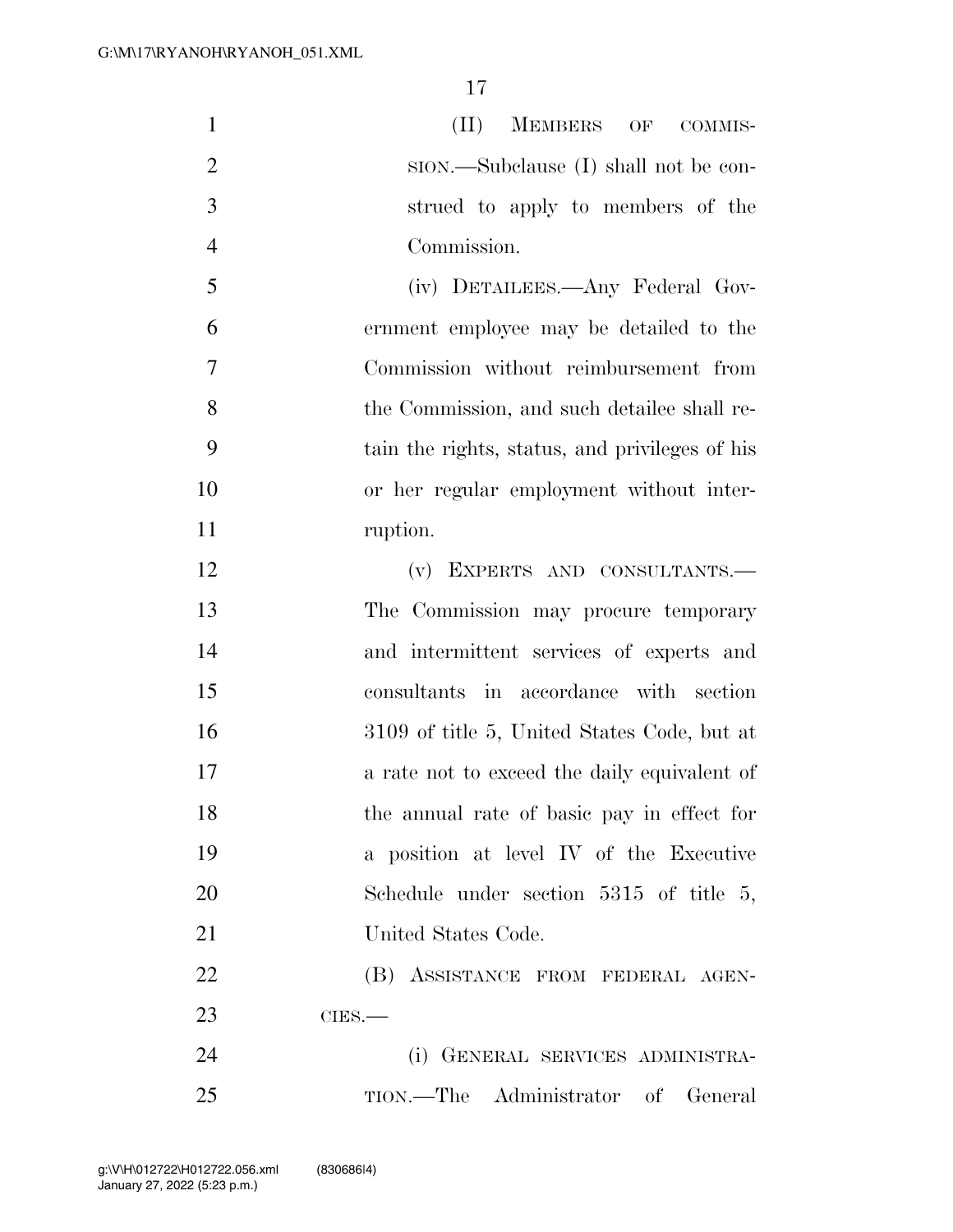(II) MEMBERS OF COMMISSION.—Subclause (I) shall not be construed to apply to members of the Commission.

(iv) DETAILEES.—Any Federal Government employee may be detailed to the Commission without reimbursement from the Commission, and such detailee shall retain the rights, status, and privileges of his or her regular employment without interruption.

(v) EXPERTS AND CONSULTANTS.—The Commission may procure temporary and intermittent services of experts and consultants in accordance with section 3109 of title 5, United States Code, but at a rate not to exceed the daily equivalent of the annual rate of basic pay in effect for a position at level IV of the Executive Schedule under section 5315 of title 5, United States Code.

(B) ASSISTANCE FROM FEDERAL AGENCIES.—

(i) GENERAL SERVICES ADMINISTRATION.—The Administrator of General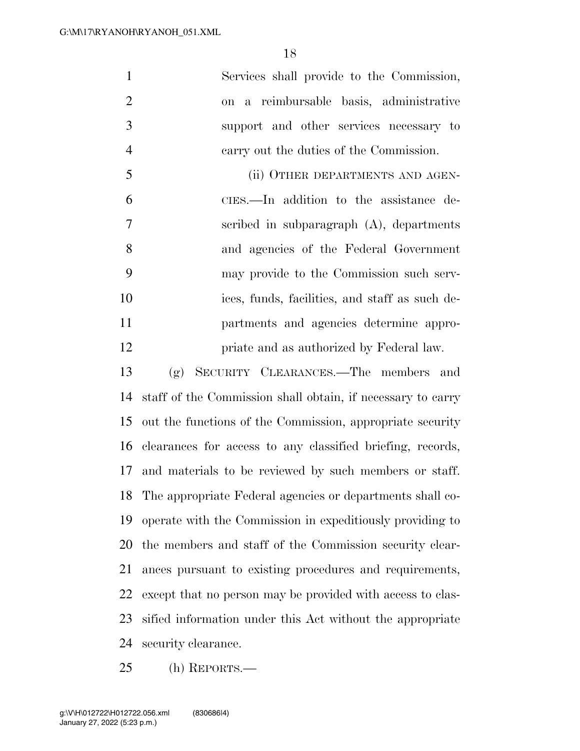Services shall provide to the Commission, on a reimbursable basis, administrative support and other services necessary to carry out the duties of the Commission.

(ii) OTHER DEPARTMENTS AND AGENCIES.—In addition to the assistance described in subparagraph (A), departments and agencies of the Federal Government may provide to the Commission such services, funds, facilities, and staff as such departments and agencies determine appropriate and as authorized by Federal law.

(g) SECURITY CLEARANCES.—The members and staff of the Commission shall obtain, if necessary to carry out the functions of the Commission, appropriate security clearances for access to any classified briefing, records, and materials to be reviewed by such members or staff. The appropriate Federal agencies or departments shall cooperate with the Commission in expeditiously providing to the members and staff of the Commission security clearances pursuant to existing procedures and requirements, except that no person may be provided with access to classified information under this Act without the appropriate security clearance.

(h) REPORTS.—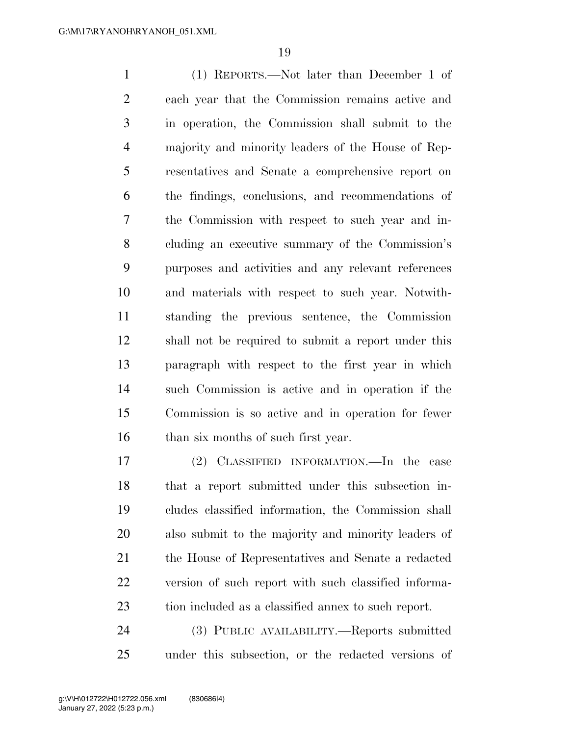(1) REPORTS.—Not later than December 1 of each year that the Commission remains active and in operation, the Commission shall submit to the majority and minority leaders of the House of Representatives and Senate a comprehensive report on the findings, conclusions, and recommendations of the Commission with respect to such year and including an executive summary of the Commission's purposes and activities and any relevant references and materials with respect to such year. Notwithstanding the previous sentence, the Commission shall not be required to submit a report under this paragraph with respect to the first year in which such Commission is active and in operation if the Commission is so active and in operation for fewer than six months of such first year.

(2) CLASSIFIED INFORMATION.—In the case that a report submitted under this subsection includes classified information, the Commission shall also submit to the majority and minority leaders of the House of Representatives and Senate a redacted version of such report with such classified information included as a classified annex to such report.

(3) PUBLIC AVAILABILITY.—Reports submitted under this subsection, or the redacted versions of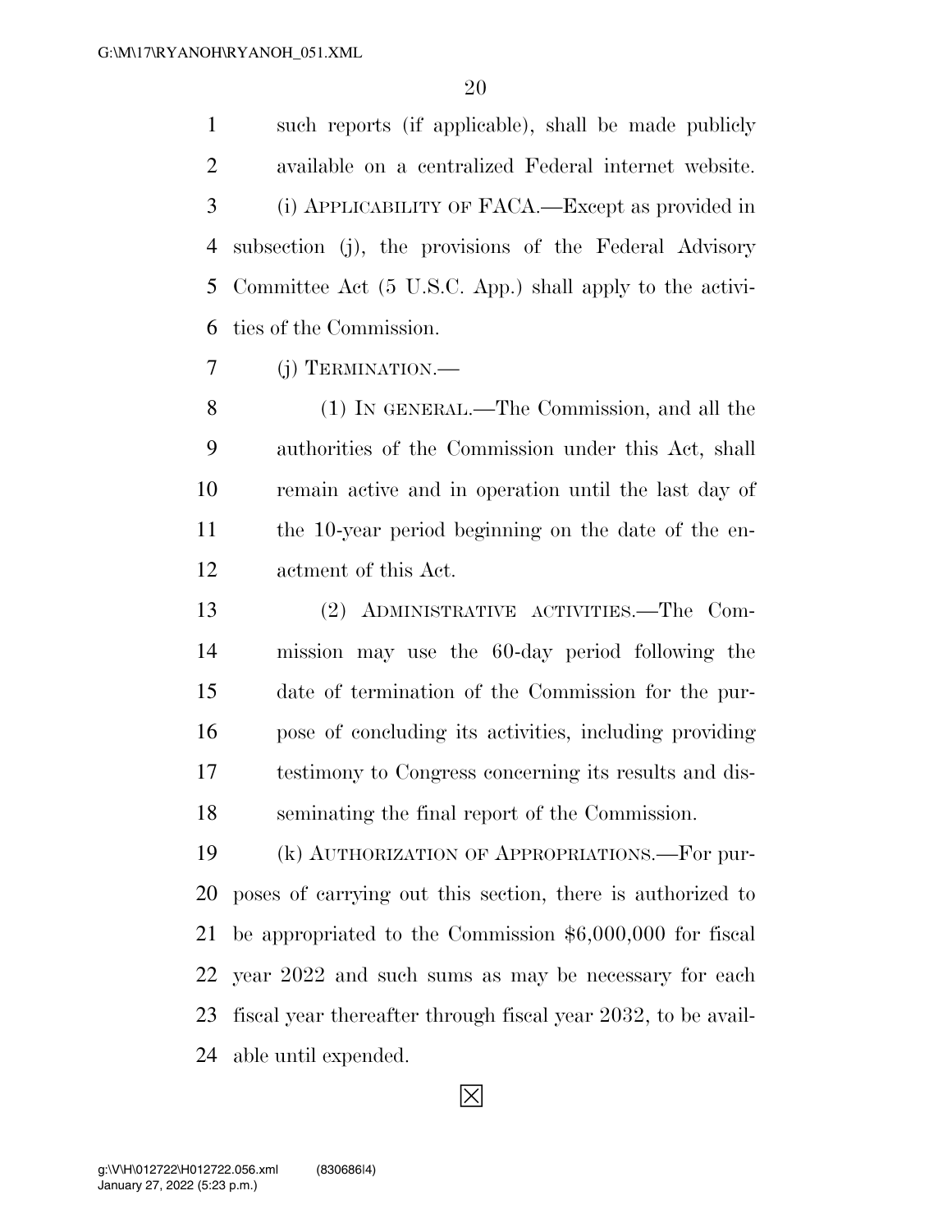such reports (if applicable), shall be made publicly available on a centralized Federal internet website.

(i) APPLICABILITY OF FACA.—Except as provided in subsection (j), the provisions of the Federal Advisory Committee Act (5 U.S.C. App.) shall apply to the activities of the Commission.

(j) TERMINATION.—

(1) IN GENERAL.—The Commission, and all the authorities of the Commission under this Act, shall remain active and in operation until the last day of the 10-year period beginning on the date of the enactment of this Act.

(2) ADMINISTRATIVE ACTIVITIES.—The Commission may use the 60-day period following the date of termination of the Commission for the purpose of concluding its activities, including providing testimony to Congress concerning its results and disseminating the final report of the Commission.

(k) AUTHORIZATION OF APPROPRIATIONS.—For purposes of carrying out this section, there is authorized to be appropriated to the Commission $6,000,000 for fiscal year 2022 and such sums as may be necessary for each fiscal year thereafter through fiscal year 2032, to be available until expended.